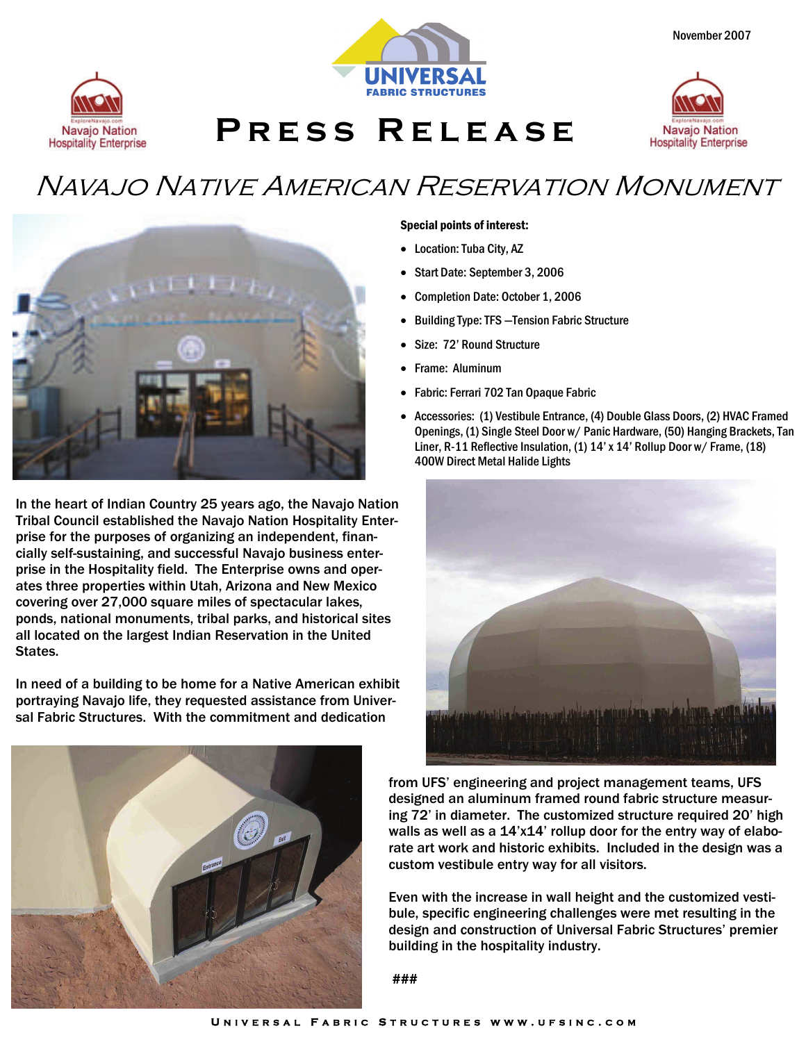November 2007

# Press Release

Navajo Nation Hospitality Enterprise

## Navajo Native American Reservation Monument

**Special points of interest:**

- Location: Tuba City, AZ
- Start Date: September 3, 2006
- Completion Date: October 1, 2006
- Building Type: TFS —Tension Fabric Structure
- Size: 72' Round Structure
- Frame: Aluminum
- Fabric: Ferrari 702 Tan Opaque Fabric
- Accessories: (1) Vestibule Entrance, (4) Double Glass Doors, (2) HVAC Framed Openings, (1) Single Steel Door w/ Panic Hardware, (50) Hanging Brackets, Tan Liner, R-11 Reflective Insulation, (1) 14' x 14' Rollup Door w/ Frame, (18) 400W Direct Metal Halide Lights

In the heart of Indian Country 25 years ago, the Navajo Nation Tribal Council established the Navajo Nation Hospitality Enterprise for the purposes of organizing an independent, financially self-sustaining, and successful Navajo business enterprise in the Hospitality field. The Enterprise owns and operates three properties within Utah, Arizona and New Mexico covering over 27,000 square miles of spectacular lakes, ponds, national monuments, tribal parks, and historical sites all located on the largest Indian Reservation in the United States.

In need of a building to be home for a Native American exhibit portraying Navajo life, they requested assistance from Universal Fabric Structures. With the commitment and dedication from UFS' engineering and project management teams, UFS designed an aluminum framed round fabric structure measuring 72' in diameter. The customized structure required 20' high walls as well as a 14'x14' rollup door for the entry way of elaborate art work and historic exhibits. Included in the design was a custom vestibule entry way for all visitors.

Even with the increase in wall height and the customized vestibule, specific engineering challenges were met resulting in the design and construction of Universal Fabric Structures' premier building in the hospitality industry.

###

Universal Fabric Structures www.ufsinc.com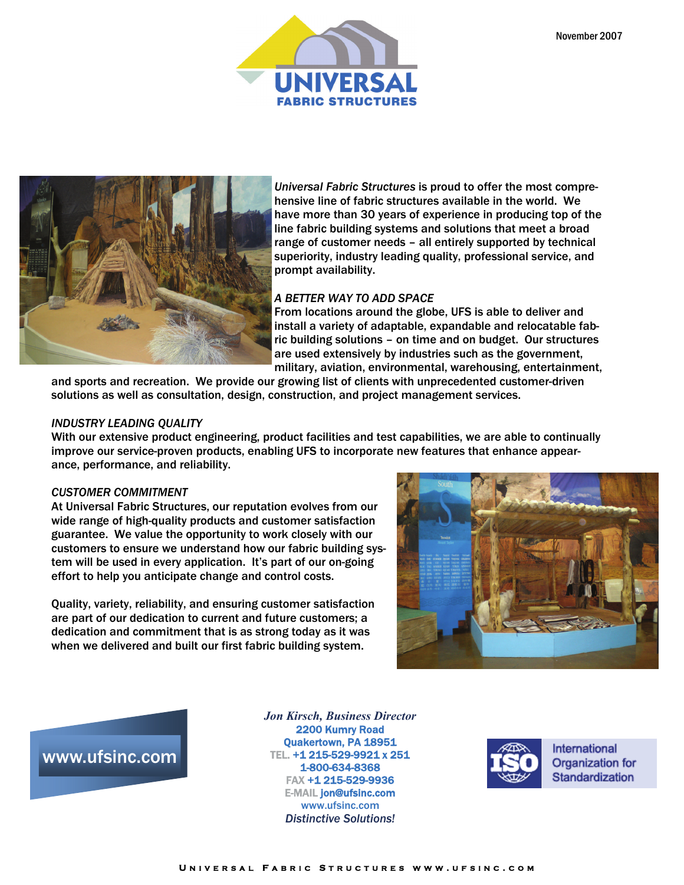UNIVERSAL
FABRIC STRUCTURES

November 2007

*Universal Fabric Structures* is proud to offer the most comprehensive line of fabric structures available in the world. We have more than 30 years of experience in producing top of the line fabric building systems and solutions that meet a broad range of customer needs – all entirely supported by technical superiority, industry leading quality, professional service, and prompt availability.

### *A BETTER WAY TO ADD SPACE*

From locations around the globe, UFS is able to deliver and install a variety of adaptable, expandable and relocatable fabric building solutions – on time and on budget. Our structures are used extensively by industries such as the government, military, aviation, environmental, warehousing, entertainment, and sports and recreation. We provide our growing list of clients with unprecedented customer-driven solutions as well as consultation, design, construction, and project management services.

### *INDUSTRY LEADING QUALITY*

With our extensive product engineering, product facilities and test capabilities, we are able to continually improve our service-proven products, enabling UFS to incorporate new features that enhance appearance, performance, and reliability.

### *CUSTOMER COMMITMENT*

At Universal Fabric Structures, our reputation evolves from our wide range of high-quality products and customer satisfaction guarantee. We value the opportunity to work closely with our customers to ensure we understand how our fabric building system will be used in every application. It's part of our on-going effort to help you anticipate change and control costs.

Quality, variety, reliability, and ensuring customer satisfaction are part of our dedication to current and future customers; a dedication and commitment that is as strong today as it was when we delivered and built our first fabric building system.

www.ufsinc.com

*Jon Kirsch, Business Director*
2200 Kumry Road
Quakertown, PA 18951
TEL. +1 215-529-9921 x 251
1-800-634-8368
FAX +1 215-529-9936
E-MAIL jon@ufsinc.com
www.ufsinc.com
*Distinctive Solutions!*

ISO International Organization for Standardization